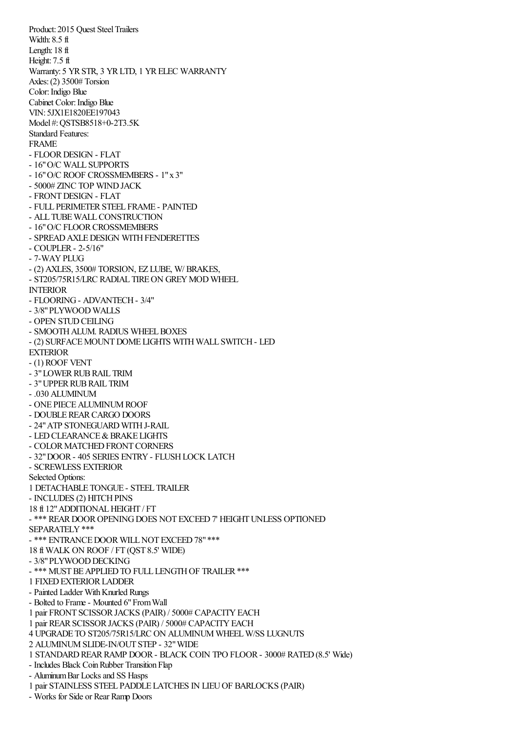Product: 2015 Quest Steel Trailers
Width: 8.5 ft
Length: 18 ft
Height: 7.5 ft
Warranty: 5 YR STR, 3 YR LTD, 1 YR ELEC WARRANTY
Axles: (2) 3500# Torsion
Color: Indigo Blue
Cabinet Color: Indigo Blue
VIN: 5JX1E1820EE197043
Model #: QSTSB8518+0-2T3.5K
Standard Features:
FRAME
- FLOOR DESIGN - FLAT
- 16" O/C WALL SUPPORTS
- 16" O/C ROOF CROSSMEMBERS - 1" x 3"
- 5000# ZINC TOP WIND JACK
- FRONT DESIGN - FLAT
- FULL PERIMETER STEEL FRAME - PAINTED
- ALL TUBE WALL CONSTRUCTION
- 16" O/C FLOOR CROSSMEMBERS
- SPREAD AXLE DESIGN WITH FENDERETTES
- COUPLER - 2-5/16"
- 7-WAY PLUG
- (2) AXLES, 3500# TORSION, EZ LUBE, W/ BRAKES,
- ST205/75R15/LRC RADIAL TIRE ON GREY MOD WHEEL
INTERIOR
- FLOORING - ADVANTECH - 3/4"
- 3/8" PLYWOOD WALLS
- OPEN STUD CEILING
- SMOOTH ALUM. RADIUS WHEEL BOXES
- (2) SURFACE MOUNT DOME LIGHTS WITH WALL SWITCH - LED
EXTERIOR
- (1) ROOF VENT
- 3" LOWER RUB RAIL TRIM
- 3" UPPER RUB RAIL TRIM
- .030 ALUMINUM
- ONE PIECE ALUMINUM ROOF
- DOUBLE REAR CARGO DOORS
- 24" ATP STONEGUARD WITH J-RAIL
- LED CLEARANCE & BRAKE LIGHTS
- COLOR MATCHED FRONT CORNERS
- 32" DOOR - 405 SERIES ENTRY - FLUSH LOCK LATCH
- SCREWLESS EXTERIOR
Selected Options:
1 DETACHABLE TONGUE - STEEL TRAILER
- INCLUDES (2) HITCH PINS
18 ft 12" ADDITIONAL HEIGHT / FT
- *** REAR DOOR OPENING DOES NOT EXCEED 7' HEIGHT UNLESS OPTIONED SEPARATELY ***
- *** ENTRANCE DOOR WILL NOT EXCEED 78" ***
18 ft WALK ON ROOF / FT (QST 8.5' WIDE)
- 3/8" PLYWOOD DECKING
- *** MUST BE APPLIED TO FULL LENGTH OF TRAILER ***
1 FIXED EXTERIOR LADDER
- Painted Ladder With Knurled Rungs
- Bolted to Frame - Mounted 6" From Wall
1 pair FRONT SCISSOR JACKS (PAIR) / 5000# CAPACITY EACH
1 pair REAR SCISSOR JACKS (PAIR) / 5000# CAPACITY EACH
4 UPGRADE TO ST205/75R15/LRC ON ALUMINUM WHEEL W/SS LUGNUTS
2 ALUMINUM SLIDE-IN/OUT STEP - 32" WIDE
1 STANDARD REAR RAMP DOOR - BLACK COIN TPO FLOOR - 3000# RATED (8.5' Wide)
- Includes Black Coin Rubber Transition Flap
- Aluminum Bar Locks and SS Hasps
1 pair STAINLESS STEEL PADDLE LATCHES IN LIEU OF BARLOCKS (PAIR)
- Works for Side or Rear Ramp Doors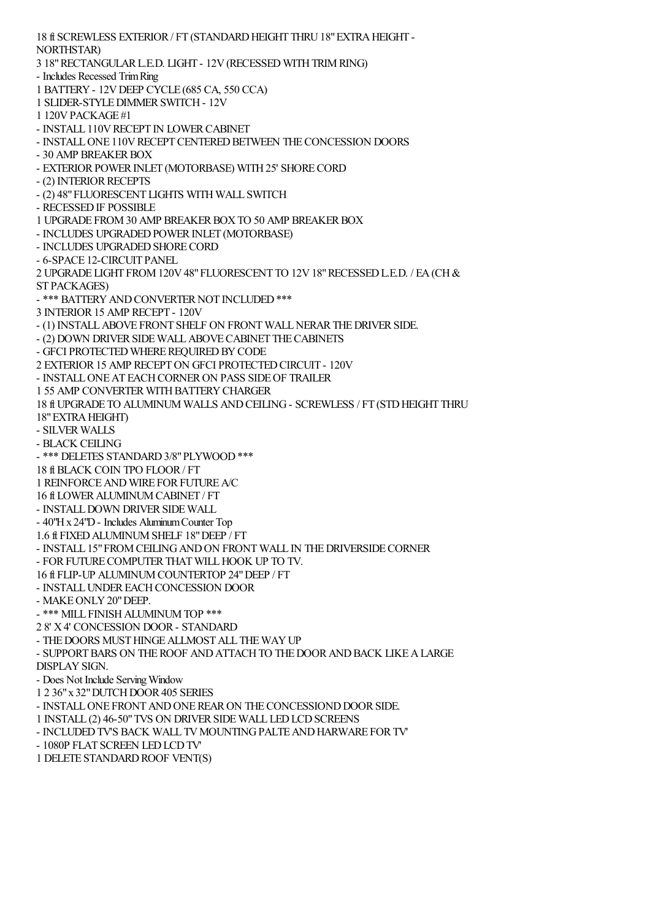18 ft SCREWLESS EXTERIOR / FT (STANDARD HEIGHT THRU 18" EXTRA HEIGHT - NORTHSTAR)

3 18" RECTANGULAR L.E.D. LIGHT - 12V (RECESSED WITH TRIM RING)

- Includes Recessed Trim Ring

1 BATTERY - 12V DEEP CYCLE (685 CA, 550 CCA)

1 SLIDER-STYLE DIMMER SWITCH - 12V

1 120V PACKAGE #1

- INSTALL 110V RECEPT IN LOWER CABINET
- INSTALL ONE 110V RECEPT CENTERED BETWEEN THE CONCESSION DOORS
- 30 AMP BREAKER BOX
- EXTERIOR POWER INLET (MOTORBASE) WITH 25' SHORE CORD
- (2) INTERIOR RECEPTS
- (2) 48" FLUORESCENT LIGHTS WITH WALL SWITCH
- RECESSED IF POSSIBLE

1 UPGRADE FROM 30 AMP BREAKER BOX TO 50 AMP BREAKER BOX

- INCLUDES UPGRADED POWER INLET (MOTORBASE)
- INCLUDES UPGRADED SHORE CORD
- 6-SPACE 12-CIRCUIT PANEL

2 UPGRADE LIGHT FROM 120V 48" FLUORESCENT TO 12V 18" RECESSED L.E.D. / EA (CH & ST PACKAGES)

- *** BATTERY AND CONVERTER NOT INCLUDED ***

3 INTERIOR 15 AMP RECEPT - 120V

- (1) INSTALL ABOVE FRONT SHELF ON FRONT WALL NERAR THE DRIVER SIDE.
- (2) DOWN DRIVER SIDE WALL ABOVE CABINET THE CABINETS
- GFCI PROTECTED WHERE REQUIRED BY CODE

2 EXTERIOR 15 AMP RECEPT ON GFCI PROTECTED CIRCUIT - 120V

- INSTALL ONE AT EACH CORNER ON PASS SIDE OF TRAILER

1 55 AMP CONVERTER WITH BATTERY CHARGER

18 ft UPGRADE TO ALUMINUM WALLS AND CEILING - SCREWLESS / FT (STD HEIGHT THRU 18" EXTRA HEIGHT)

- SILVER WALLS
- BLACK CEILING
- *** DELETES STANDARD 3/8" PLYWOOD ***

18 ft BLACK COIN TPO FLOOR / FT

1 REINFORCE AND WIRE FOR FUTURE A/C

16 ft LOWER ALUMINUM CABINET / FT

- INSTALL DOWN DRIVER SIDE WALL
- 40"H x 24"D - Includes Aluminum Counter Top

1.6 ft FIXED ALUMINUM SHELF 18" DEEP / FT

- INSTALL 15" FROM CEILING AND ON FRONT WALL IN THE DRIVERSIDE CORNER
- FOR FUTURE COMPUTER THAT WILL HOOK UP TO TV.

16 ft FLIP-UP ALUMINUM COUNTERTOP 24" DEEP / FT

- INSTALL UNDER EACH CONCESSION DOOR
- MAKE ONLY 20" DEEP.
- *** MILL FINISH ALUMINUM TOP ***

2 8' X 4' CONCESSION DOOR - STANDARD

- THE DOORS MUST HINGE ALLMOST ALL THE WAY UP
- SUPPORT BARS ON THE ROOF AND ATTACH TO THE DOOR AND BACK LIKE A LARGE DISPLAY SIGN.
- Does Not Include Serving Window

1 2 36" x 32" DUTCH DOOR 405 SERIES

- INSTALL ONE FRONT AND ONE REAR ON THE CONCESSIOND DOOR SIDE.

1 INSTALL (2) 46-50" TVS ON DRIVER SIDE WALL LED LCD SCREENS

- INCLUDED TV'S BACK WALL TV MOUNTING PALTE AND HARWARE FOR TV'
- 1080P FLAT SCREEN LED LCD TV'

1 DELETE STANDARD ROOF VENT(S)